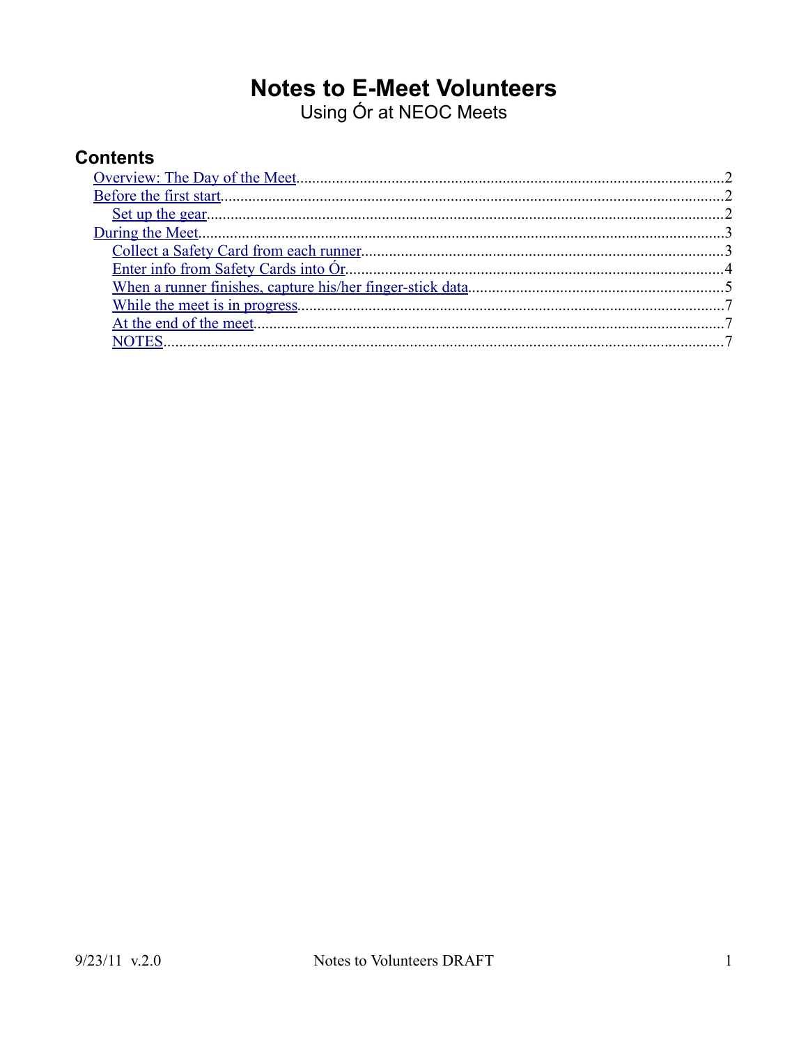# Notes to E-Meet Volunteers

Using Ór at NEOC Meets

## Contents

- Overview: The Day of the Meet....2
- Before the first start....2
  - Set up the gear....2
- During the Meet....3
  - Collect a Safety Card from each runner....3
  - Enter info from Safety Cards into Ór....4
  - When a runner finishes, capture his/her finger-stick data....5
  - While the meet is in progress....7
  - At the end of the meet....7
  - NOTES....7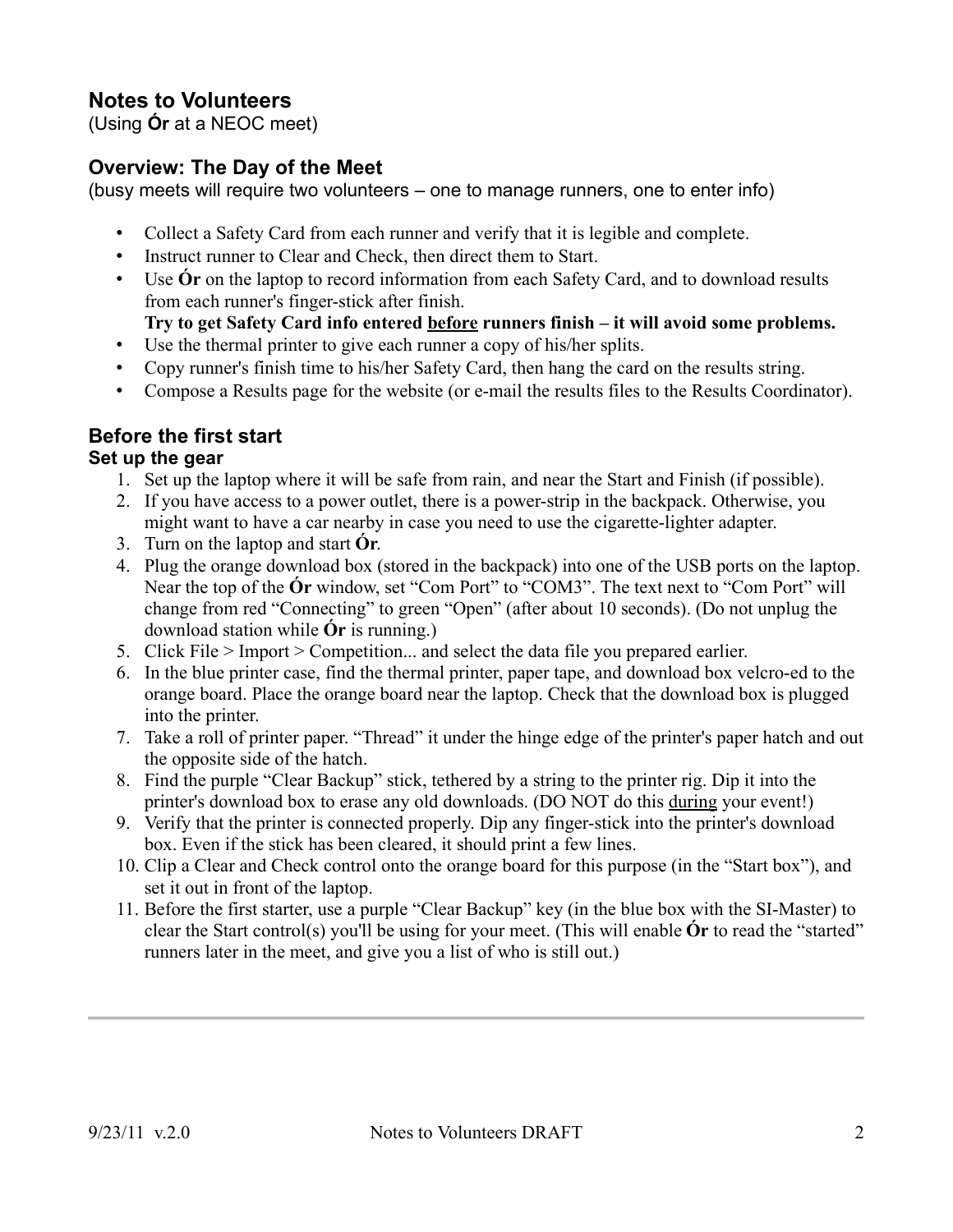## Notes to Volunteers

(Using **Ór** at a NEOC meet)

### Overview: The Day of the Meet

(busy meets will require two volunteers – one to manage runners, one to enter info)

- Collect a Safety Card from each runner and verify that it is legible and complete.
- Instruct runner to Clear and Check, then direct them to Start.
- Use **Ór** on the laptop to record information from each Safety Card, and to download results from each runner's finger-stick after finish.
  **Try to get Safety Card info entered <u>before</u> runners finish – it will avoid some problems.**
- Use the thermal printer to give each runner a copy of his/her splits.
- Copy runner's finish time to his/her Safety Card, then hang the card on the results string.
- Compose a Results page for the website (or e-mail the results files to the Results Coordinator).

### Before the first start

#### Set up the gear

1. Set up the laptop where it will be safe from rain, and near the Start and Finish (if possible).
2. If you have access to a power outlet, there is a power-strip in the backpack. Otherwise, you might want to have a car nearby in case you need to use the cigarette-lighter adapter.
3. Turn on the laptop and start **Ór**.
4. Plug the orange download box (stored in the backpack) into one of the USB ports on the laptop. Near the top of the **Ór** window, set "Com Port" to "COM3". The text next to "Com Port" will change from red "Connecting" to green "Open" (after about 10 seconds). (Do not unplug the download station while **Ór** is running.)
5. Click File > Import > Competition... and select the data file you prepared earlier.
6. In the blue printer case, find the thermal printer, paper tape, and download box velcro-ed to the orange board. Place the orange board near the laptop. Check that the download box is plugged into the printer.
7. Take a roll of printer paper. "Thread" it under the hinge edge of the printer's paper hatch and out the opposite side of the hatch.
8. Find the purple "Clear Backup" stick, tethered by a string to the printer rig. Dip it into the printer's download box to erase any old downloads. (DO NOT do this <u>during</u> your event!)
9. Verify that the printer is connected properly. Dip any finger-stick into the printer's download box. Even if the stick has been cleared, it should print a few lines.
10. Clip a Clear and Check control onto the orange board for this purpose (in the "Start box"), and set it out in front of the laptop.
11. Before the first starter, use a purple "Clear Backup" key (in the blue box with the SI-Master) to clear the Start control(s) you'll be using for your meet. (This will enable **Ór** to read the "started" runners later in the meet, and give you a list of who is still out.)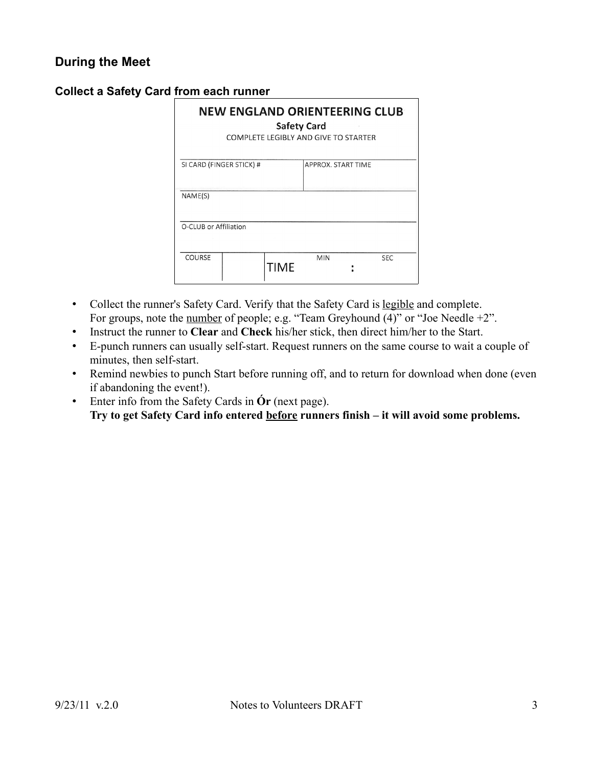## During the Meet

### Collect a Safety Card from each runner

**NEW ENGLAND ORIENTEERING CLUB**

**Safety Card**

COMPLETE LEGIBLY AND GIVE TO STARTER

| SI CARD (FINGER STICK) # | | APPROX. START TIME | |
|---|---|---|---|
| NAME(S) | | | |
| O-CLUB or Affiliation | | | |
| COURSE | | TIME MIN : | SEC |

- Collect the runner's Safety Card. Verify that the Safety Card is <u>legible</u> and complete. For groups, note the <u>number</u> of people; e.g. "Team Greyhound (4)" or "Joe Needle +2".
- Instruct the runner to **Clear** and **Check** his/her stick, then direct him/her to the Start.
- E-punch runners can usually self-start. Request runners on the same course to wait a couple of minutes, then self-start.
- Remind newbies to punch Start before running off, and to return for download when done (even if abandoning the event!).
- Enter info from the Safety Cards in **Ór** (next page).
  **Try to get Safety Card info entered <u>before</u> runners finish – it will avoid some problems.**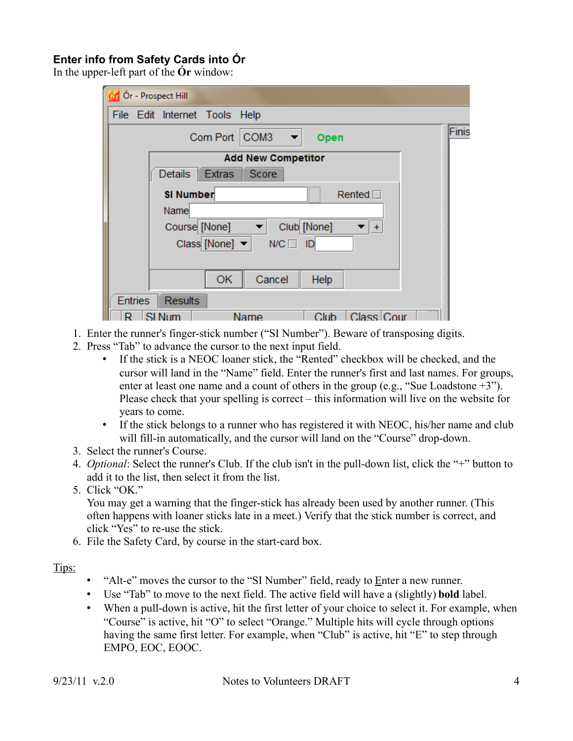### Enter info from Safety Cards into Ór

In the upper-left part of the **Ór** window:

1. Enter the runner's finger-stick number ("SI Number"). Beware of transposing digits.
2. Press "Tab" to advance the cursor to the next input field.
   - If the stick is a NEOC loaner stick, the "Rented" checkbox will be checked, and the cursor will land in the "Name" field. Enter the runner's first and last names. For groups, enter at least one name and a count of others in the group (e.g., "Sue Loadstone +3"). Please check that your spelling is correct – this information will live on the website for years to come.
   - If the stick belongs to a runner who has registered it with NEOC, his/her name and club will fill-in automatically, and the cursor will land on the "Course" drop-down.
3. Select the runner's Course.
4. *Optional*: Select the runner's Club. If the club isn't in the pull-down list, click the "+" button to add it to the list, then select it from the list.
5. Click "OK."
   You may get a warning that the finger-stick has already been used by another runner. (This often happens with loaner sticks late in a meet.) Verify that the stick number is correct, and click "Yes" to re-use the stick.
6. File the Safety Card, by course in the start-card box.

Tips:

- "Alt-e" moves the cursor to the "SI Number" field, ready to Enter a new runner.
- Use "Tab" to move to the next field. The active field will have a (slightly) **bold** label.
- When a pull-down is active, hit the first letter of your choice to select it. For example, when "Course" is active, hit "O" to select "Orange." Multiple hits will cycle through options having the same first letter. For example, when "Club" is active, hit "E" to step through EMPO, EOC, EOOC.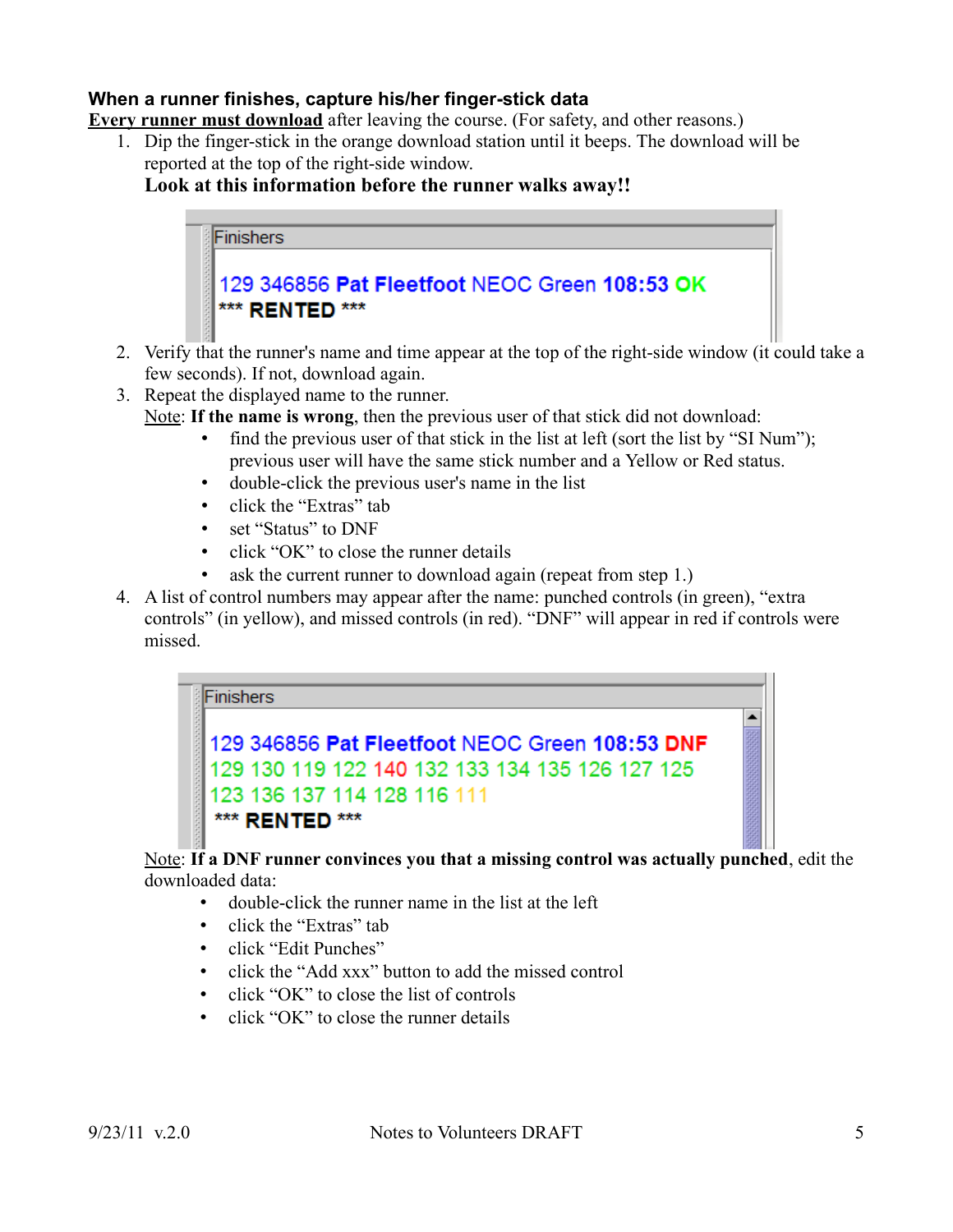### When a runner finishes, capture his/her finger-stick data

**Every runner must download** after leaving the course. (For safety, and other reasons.)

1. Dip the finger-stick in the orange download station until it beeps. The download will be reported at the top of the right-side window.
   **Look at this information before the runner walks away!!**

   Finishers

   129 346856 **Pat Fleetfoot** NEOC Green **108:53 OK**
   *** **RENTED** ***

2. Verify that the runner's name and time appear at the top of the right-side window (it could take a few seconds). If not, download again.
3. Repeat the displayed name to the runner.
   Note: **If the name is wrong**, then the previous user of that stick did not download:
   - find the previous user of that stick in the list at left (sort the list by "SI Num"); previous user will have the same stick number and a Yellow or Red status.
   - double-click the previous user's name in the list
   - click the "Extras" tab
   - set "Status" to DNF
   - click "OK" to close the runner details
   - ask the current runner to download again (repeat from step 1.)
4. A list of control numbers may appear after the name: punched controls (in green), "extra controls" (in yellow), and missed controls (in red). "DNF" will appear in red if controls were missed.

   Finishers

   129 346856 **Pat Fleetfoot** NEOC Green **108:53 DNF**
   129 130 119 122 140 132 133 134 135 126 127 125
   123 136 137 114 128 116 111
   *** **RENTED** ***

   Note: **If a DNF runner convinces you that a missing control was actually punched**, edit the downloaded data:
   - double-click the runner name in the list at the left
   - click the "Extras" tab
   - click "Edit Punches"
   - click the "Add xxx" button to add the missed control
   - click "OK" to close the list of controls
   - click "OK" to close the runner details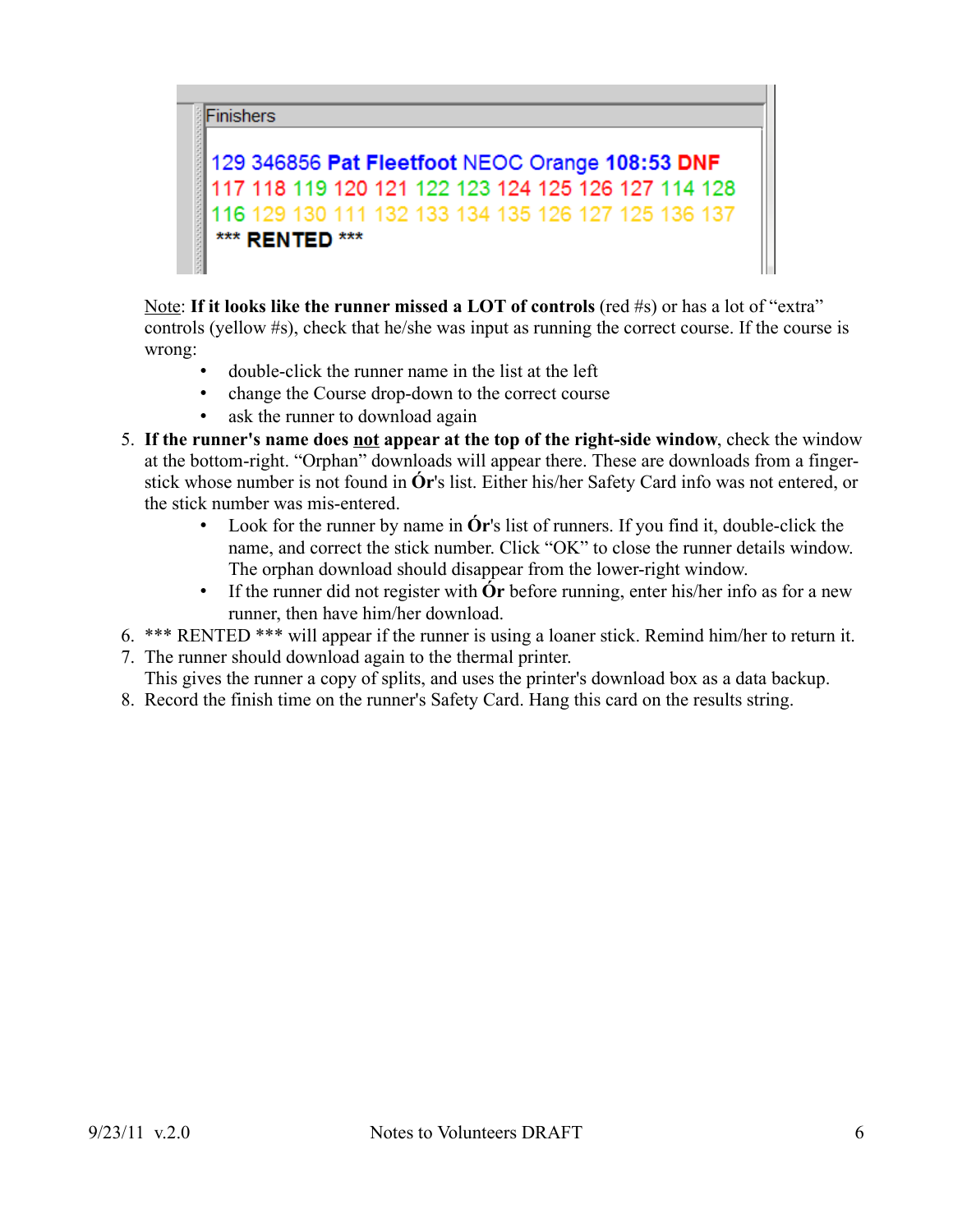Finishers

129 346856 **Pat Fleetfoot** NEOC Orange **108:53** **DNF**
117 118 119 120 121 122 123 124 125 126 127 114 128
116 129 130 111 132 133 134 135 126 127 125 136 137
*** **RENTED** ***

Note: **If it looks like the runner missed a LOT of controls** (red #s) or has a lot of "extra" controls (yellow #s), check that he/she was input as running the correct course. If the course is wrong:

- double-click the runner name in the list at the left
- change the Course drop-down to the correct course
- ask the runner to download again

5. **If the runner's name does not appear at the top of the right-side window**, check the window at the bottom-right. "Orphan" downloads will appear there. These are downloads from a finger-stick whose number is not found in **Ór**'s list. Either his/her Safety Card info was not entered, or the stick number was mis-entered.
   - Look for the runner by name in **Ór**'s list of runners. If you find it, double-click the name, and correct the stick number. Click "OK" to close the runner details window. The orphan download should disappear from the lower-right window.
   - If the runner did not register with **Ór** before running, enter his/her info as for a new runner, then have him/her download.
6. *** RENTED *** will appear if the runner is using a loaner stick. Remind him/her to return it.
7. The runner should download again to the thermal printer.
   This gives the runner a copy of splits, and uses the printer's download box as a data backup.
8. Record the finish time on the runner's Safety Card. Hang this card on the results string.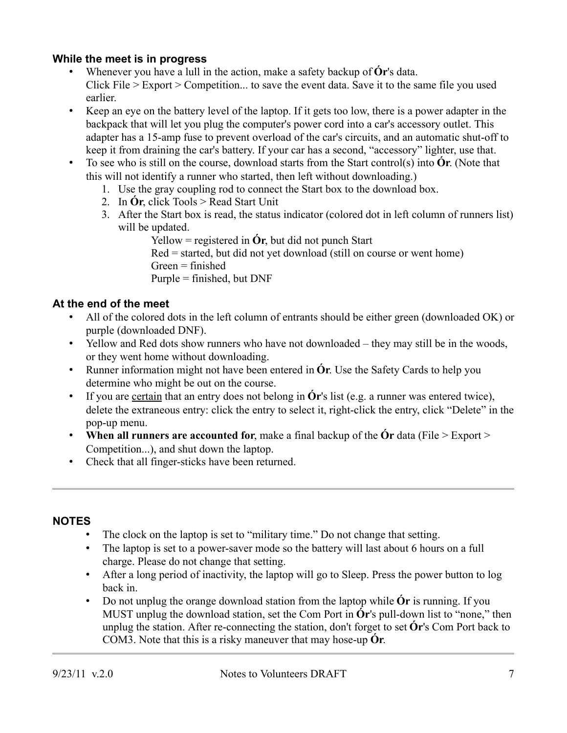### While the meet is in progress

- Whenever you have a lull in the action, make a safety backup of **Ór**'s data.
  Click File > Export > Competition... to save the event data. Save it to the same file you used earlier.
- Keep an eye on the battery level of the laptop. If it gets too low, there is a power adapter in the backpack that will let you plug the computer's power cord into a car's accessory outlet. This adapter has a 15-amp fuse to prevent overload of the car's circuits, and an automatic shut-off to keep it from draining the car's battery. If your car has a second, "accessory" lighter, use that.
- To see who is still on the course, download starts from the Start control(s) into **Ór**. (Note that this will not identify a runner who started, then left without downloading.)
  1. Use the gray coupling rod to connect the Start box to the download box.
  2. In **Ór**, click Tools > Read Start Unit
  3. After the Start box is read, the status indicator (colored dot in left column of runners list) will be updated.
     Yellow = registered in **Ór**, but did not punch Start
     Red = started, but did not yet download (still on course or went home)
     Green = finished
     Purple = finished, but DNF

### At the end of the meet

- All of the colored dots in the left column of entrants should be either green (downloaded OK) or purple (downloaded DNF).
- Yellow and Red dots show runners who have not downloaded – they may still be in the woods, or they went home without downloading.
- Runner information might not have been entered in **Ór**. Use the Safety Cards to help you determine who might be out on the course.
- If you are <u>certain</u> that an entry does not belong in **Ór**'s list (e.g. a runner was entered twice), delete the extraneous entry: click the entry to select it, right-click the entry, click "Delete" in the pop-up menu.
- **When all runners are accounted for**, make a final backup of the **Ór** data (File > Export > Competition...), and shut down the laptop.
- Check that all finger-sticks have been returned.

---

### NOTES

- The clock on the laptop is set to "military time." Do not change that setting.
- The laptop is set to a power-saver mode so the battery will last about 6 hours on a full charge. Please do not change that setting.
- After a long period of inactivity, the laptop will go to Sleep. Press the power button to log back in.
- Do not unplug the orange download station from the laptop while **Ór** is running. If you MUST unplug the download station, set the Com Port in **Ór**'s pull-down list to "none," then unplug the station. After re-connecting the station, don't forget to set **Ór**'s Com Port back to COM3. Note that this is a risky maneuver that may hose-up **Ór**.

---